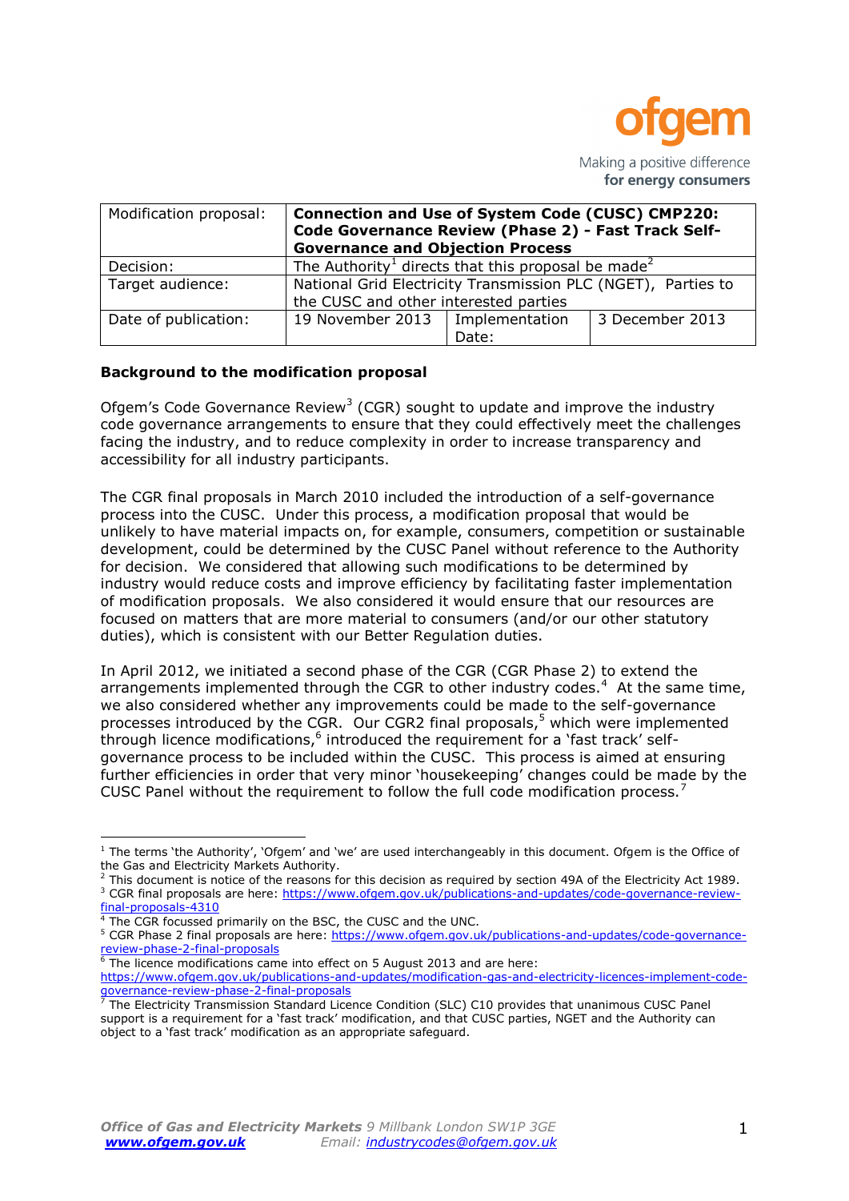ofgem

Making a positive difference
**for energy consumers**

| Modification proposal: | **Connection and Use of System Code (CUSC) CMP220: Code Governance Review (Phase 2) - Fast Track Self-Governance and Objection Process** | | |
|---|---|---|---|
| Decision: | The Authority[1] directs that this proposal be made[2] | | |
| Target audience: | National Grid Electricity Transmission PLC (NGET), Parties to the CUSC and other interested parties | | |
| Date of publication: | 19 November 2013 | Implementation Date: | 3 December 2013 |

**Background to the modification proposal**

Ofgem's Code Governance Review[3] (CGR) sought to update and improve the industry code governance arrangements to ensure that they could effectively meet the challenges facing the industry, and to reduce complexity in order to increase transparency and accessibility for all industry participants.

The CGR final proposals in March 2010 included the introduction of a self-governance process into the CUSC. Under this process, a modification proposal that would be unlikely to have material impacts on, for example, consumers, competition or sustainable development, could be determined by the CUSC Panel without reference to the Authority for decision. We considered that allowing such modifications to be determined by industry would reduce costs and improve efficiency by facilitating faster implementation of modification proposals. We also considered it would ensure that our resources are focused on matters that are more material to consumers (and/or our other statutory duties), which is consistent with our Better Regulation duties.

In April 2012, we initiated a second phase of the CGR (CGR Phase 2) to extend the arrangements implemented through the CGR to other industry codes.[4] At the same time, we also considered whether any improvements could be made to the self-governance processes introduced by the CGR. Our CGR2 final proposals,[5] which were implemented through licence modifications,[6] introduced the requirement for a 'fast track' self-governance process to be included within the CUSC. This process is aimed at ensuring further efficiencies in order that very minor 'housekeeping' changes could be made by the CUSC Panel without the requirement to follow the full code modification process.[7]

---

[1] The terms 'the Authority', 'Ofgem' and 'we' are used interchangeably in this document. Ofgem is the Office of the Gas and Electricity Markets Authority.
[2] This document is notice of the reasons for this decision as required by section 49A of the Electricity Act 1989.
[3] CGR final proposals are here: https://www.ofgem.gov.uk/publications-and-updates/code-governance-review-final-proposals-4310
[4] The CGR focussed primarily on the BSC, the CUSC and the UNC.
[5] CGR Phase 2 final proposals are here: https://www.ofgem.gov.uk/publications-and-updates/code-governance-review-phase-2-final-proposals
[6] The licence modifications came into effect on 5 August 2013 and are here: https://www.ofgem.gov.uk/publications-and-updates/modification-gas-and-electricity-licences-implement-code-governance-review-phase-2-final-proposals
[7] The Electricity Transmission Standard Licence Condition (SLC) C10 provides that unanimous CUSC Panel support is a requirement for a 'fast track' modification, and that CUSC parties, NGET and the Authority can object to a 'fast track' modification as an appropriate safeguard.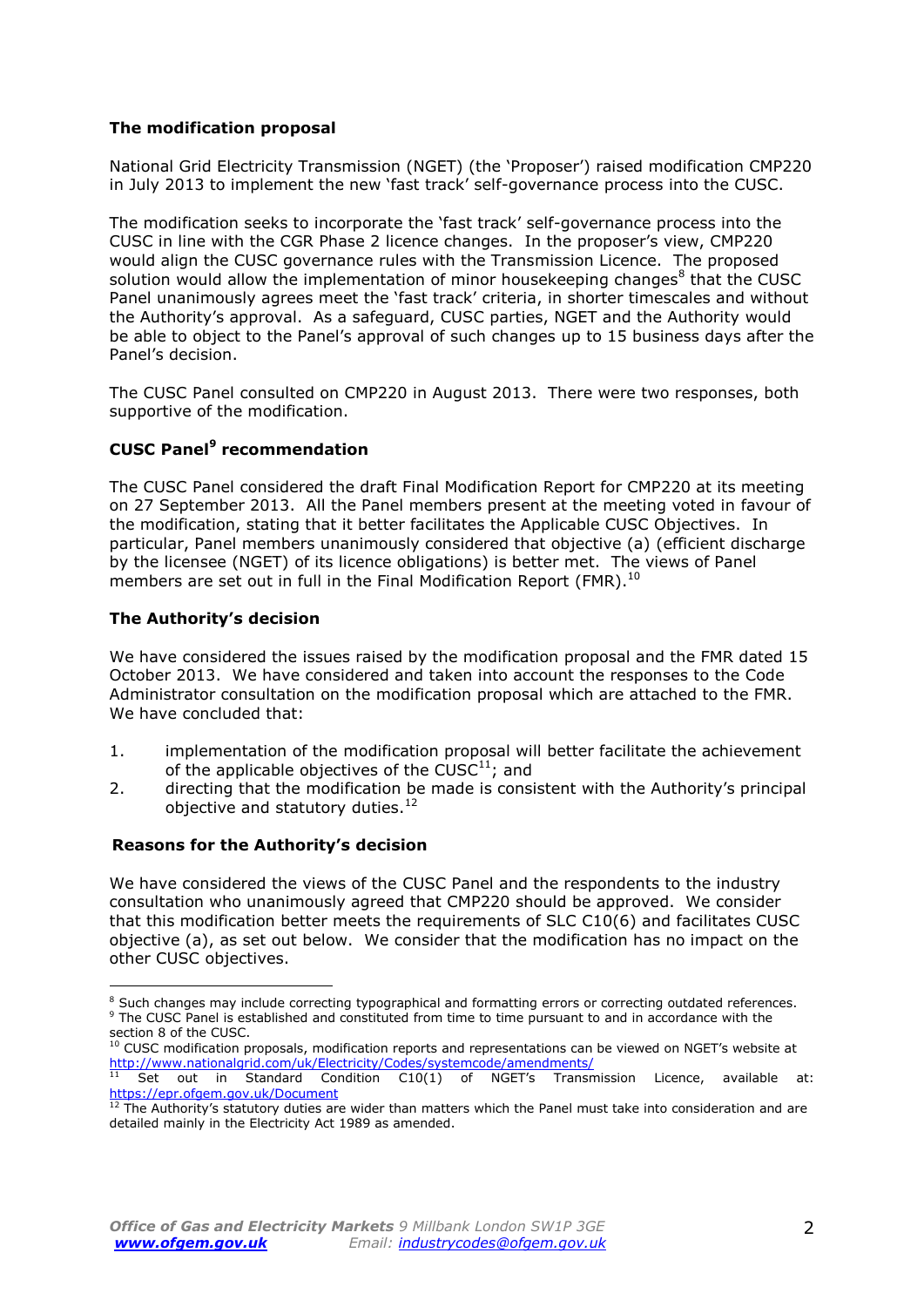**The modification proposal**

National Grid Electricity Transmission (NGET) (the 'Proposer') raised modification CMP220 in July 2013 to implement the new 'fast track' self-governance process into the CUSC.

The modification seeks to incorporate the 'fast track' self-governance process into the CUSC in line with the CGR Phase 2 licence changes. In the proposer's view, CMP220 would align the CUSC governance rules with the Transmission Licence. The proposed solution would allow the implementation of minor housekeeping changes[8] that the CUSC Panel unanimously agrees meet the 'fast track' criteria, in shorter timescales and without the Authority's approval. As a safeguard, CUSC parties, NGET and the Authority would be able to object to the Panel's approval of such changes up to 15 business days after the Panel's decision.

The CUSC Panel consulted on CMP220 in August 2013. There were two responses, both supportive of the modification.

**CUSC Panel[9] recommendation**

The CUSC Panel considered the draft Final Modification Report for CMP220 at its meeting on 27 September 2013. All the Panel members present at the meeting voted in favour of the modification, stating that it better facilitates the Applicable CUSC Objectives. In particular, Panel members unanimously considered that objective (a) (efficient discharge by the licensee (NGET) of its licence obligations) is better met. The views of Panel members are set out in full in the Final Modification Report (FMR).[10]

**The Authority's decision**

We have considered the issues raised by the modification proposal and the FMR dated 15 October 2013. We have considered and taken into account the responses to the Code Administrator consultation on the modification proposal which are attached to the FMR. We have concluded that:

1. implementation of the modification proposal will better facilitate the achievement of the applicable objectives of the CUSC[11]; and
2. directing that the modification be made is consistent with the Authority's principal objective and statutory duties.[12]

**Reasons for the Authority's decision**

We have considered the views of the CUSC Panel and the respondents to the industry consultation who unanimously agreed that CMP220 should be approved. We consider that this modification better meets the requirements of SLC C10(6) and facilitates CUSC objective (a), as set out below. We consider that the modification has no impact on the other CUSC objectives.

---

[8] Such changes may include correcting typographical and formatting errors or correcting outdated references.

[9] The CUSC Panel is established and constituted from time to time pursuant to and in accordance with the section 8 of the CUSC.

[10] CUSC modification proposals, modification reports and representations can be viewed on NGET's website at http://www.nationalgrid.com/uk/Electricity/Codes/systemcode/amendments/

[11] Set out in Standard Condition C10(1) of NGET's Transmission Licence, available at: https://epr.ofgem.gov.uk/Document

[12] The Authority's statutory duties are wider than matters which the Panel must take into consideration and are detailed mainly in the Electricity Act 1989 as amended.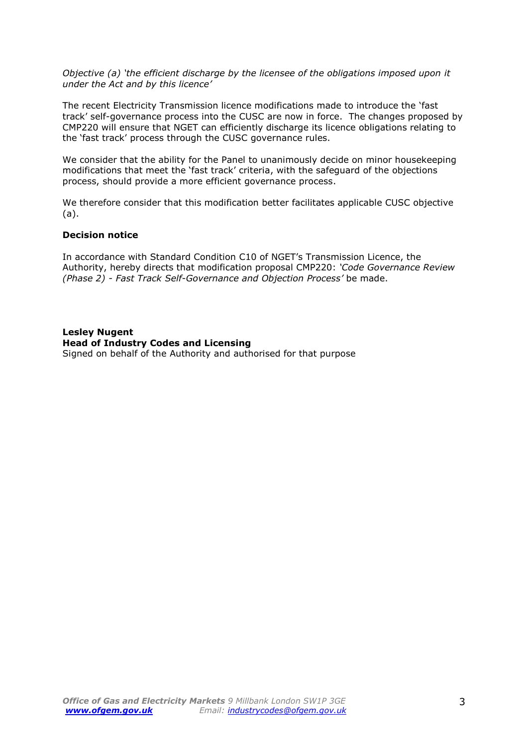*Objective (a) 'the efficient discharge by the licensee of the obligations imposed upon it under the Act and by this licence'*

The recent Electricity Transmission licence modifications made to introduce the 'fast track' self-governance process into the CUSC are now in force. The changes proposed by CMP220 will ensure that NGET can efficiently discharge its licence obligations relating to the 'fast track' process through the CUSC governance rules.

We consider that the ability for the Panel to unanimously decide on minor housekeeping modifications that meet the 'fast track' criteria, with the safeguard of the objections process, should provide a more efficient governance process.

We therefore consider that this modification better facilitates applicable CUSC objective (a).

**Decision notice**

In accordance with Standard Condition C10 of NGET's Transmission Licence, the Authority, hereby directs that modification proposal CMP220: *'Code Governance Review (Phase 2) - Fast Track Self-Governance and Objection Process'* be made.

**Lesley Nugent**
**Head of Industry Codes and Licensing**
Signed on behalf of the Authority and authorised for that purpose